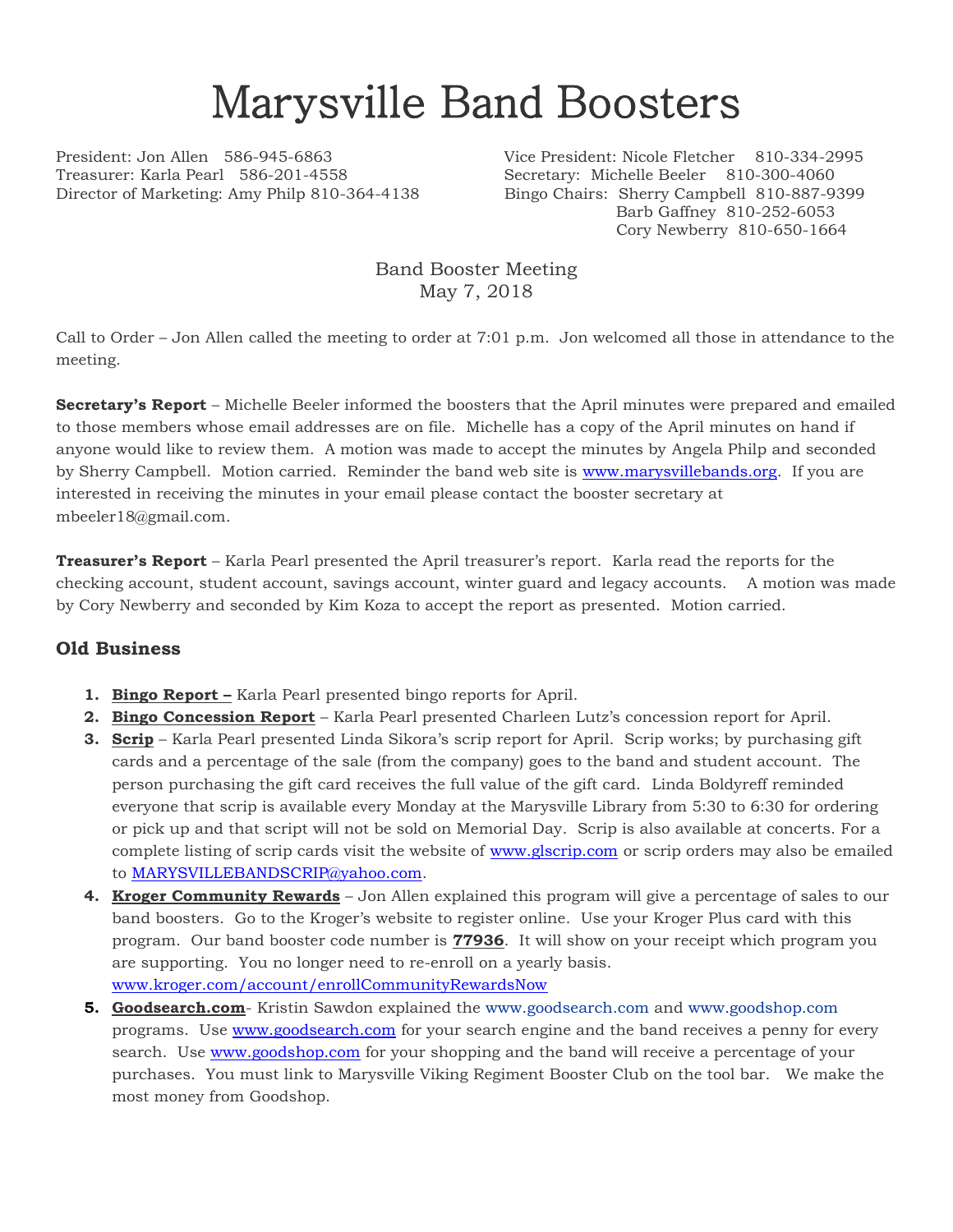# Marysville Band Boosters

President: Jon Allen 586-945-6863
Treasurer: Karla Pearl 586-201-4558
Director of Marketing: Amy Philp 810-364-4138

Vice President: Nicole Fletcher 810-334-2995
Secretary: Michelle Beeler 810-300-4060
Bingo Chairs: Sherry Campbell 810-887-9399
Barb Gaffney 810-252-6053
Cory Newberry 810-650-1664

Band Booster Meeting
May 7, 2018

Call to Order – Jon Allen called the meeting to order at 7:01 p.m. Jon welcomed all those in attendance to the meeting.

**Secretary's Report** – Michelle Beeler informed the boosters that the April minutes were prepared and emailed to those members whose email addresses are on file. Michelle has a copy of the April minutes on hand if anyone would like to review them. A motion was made to accept the minutes by Angela Philp and seconded by Sherry Campbell. Motion carried. Reminder the band web site is www.marysvillebands.org. If you are interested in receiving the minutes in your email please contact the booster secretary at mbeeler18@gmail.com.

**Treasurer's Report** – Karla Pearl presented the April treasurer's report. Karla read the reports for the checking account, student account, savings account, winter guard and legacy accounts. A motion was made by Cory Newberry and seconded by Kim Koza to accept the report as presented. Motion carried.

## Old Business

1. **Bingo Report –** Karla Pearl presented bingo reports for April.
2. **Bingo Concession Report** – Karla Pearl presented Charleen Lutz's concession report for April.
3. **Scrip** – Karla Pearl presented Linda Sikora's scrip report for April. Scrip works; by purchasing gift cards and a percentage of the sale (from the company) goes to the band and student account. The person purchasing the gift card receives the full value of the gift card. Linda Boldyreff reminded everyone that scrip is available every Monday at the Marysville Library from 5:30 to 6:30 for ordering or pick up and that script will not be sold on Memorial Day. Scrip is also available at concerts. For a complete listing of scrip cards visit the website of www.glscrip.com or scrip orders may also be emailed to MARYSVILLEBANDSCRIP@yahoo.com.
4. **Kroger Community Rewards** – Jon Allen explained this program will give a percentage of sales to our band boosters. Go to the Kroger's website to register online. Use your Kroger Plus card with this program. Our band booster code number is **77936**. It will show on your receipt which program you are supporting. You no longer need to re-enroll on a yearly basis. www.kroger.com/account/enrollCommunityRewardsNow
5. **Goodsearch.com**- Kristin Sawdon explained the www.goodsearch.com and www.goodshop.com programs. Use www.goodsearch.com for your search engine and the band receives a penny for every search. Use www.goodshop.com for your shopping and the band will receive a percentage of your purchases. You must link to Marysville Viking Regiment Booster Club on the tool bar. We make the most money from Goodshop.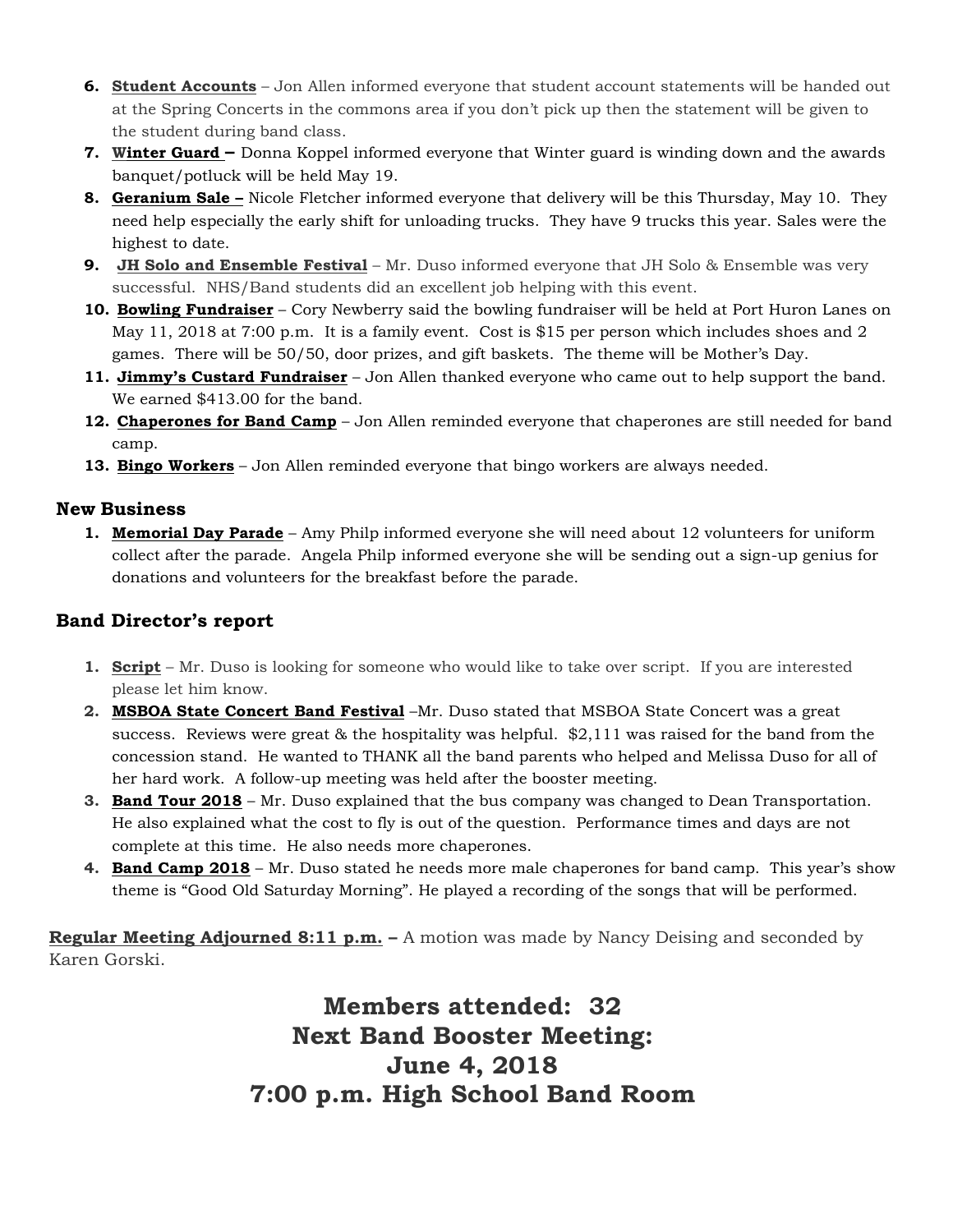6. **Student Accounts** – Jon Allen informed everyone that student account statements will be handed out at the Spring Concerts in the commons area if you don't pick up then the statement will be given to the student during band class.
7. **Winter Guard –** Donna Koppel informed everyone that Winter guard is winding down and the awards banquet/potluck will be held May 19.
8. **Geranium Sale –** Nicole Fletcher informed everyone that delivery will be this Thursday, May 10. They need help especially the early shift for unloading trucks. They have 9 trucks this year. Sales were the highest to date.
9. **JH Solo and Ensemble Festival** – Mr. Duso informed everyone that JH Solo & Ensemble was very successful. NHS/Band students did an excellent job helping with this event.
10. **Bowling Fundraiser** – Cory Newberry said the bowling fundraiser will be held at Port Huron Lanes on May 11, 2018 at 7:00 p.m. It is a family event. Cost is $15 per person which includes shoes and 2 games. There will be 50/50, door prizes, and gift baskets. The theme will be Mother's Day.
11. **Jimmy's Custard Fundraiser** – Jon Allen thanked everyone who came out to help support the band. We earned $413.00 for the band.
12. **Chaperones for Band Camp** – Jon Allen reminded everyone that chaperones are still needed for band camp.
13. **Bingo Workers** – Jon Allen reminded everyone that bingo workers are always needed.

## New Business

1. **Memorial Day Parade** – Amy Philp informed everyone she will need about 12 volunteers for uniform collect after the parade. Angela Philp informed everyone she will be sending out a sign-up genius for donations and volunteers for the breakfast before the parade.

## Band Director's report

1. **Script** – Mr. Duso is looking for someone who would like to take over script. If you are interested please let him know.
2. **MSBOA State Concert Band Festival** –Mr. Duso stated that MSBOA State Concert was a great success. Reviews were great & the hospitality was helpful. $2,111 was raised for the band from the concession stand. He wanted to THANK all the band parents who helped and Melissa Duso for all of her hard work. A follow-up meeting was held after the booster meeting.
3. **Band Tour 2018** – Mr. Duso explained that the bus company was changed to Dean Transportation. He also explained what the cost to fly is out of the question. Performance times and days are not complete at this time. He also needs more chaperones.
4. **Band Camp 2018** – Mr. Duso stated he needs more male chaperones for band camp. This year's show theme is "Good Old Saturday Morning". He played a recording of the songs that will be performed.

**Regular Meeting Adjourned 8:11 p.m. –** A motion was made by Nancy Deising and seconded by Karen Gorski.

**Members attended: 32**
**Next Band Booster Meeting:**
**June 4, 2018**
**7:00 p.m. High School Band Room**